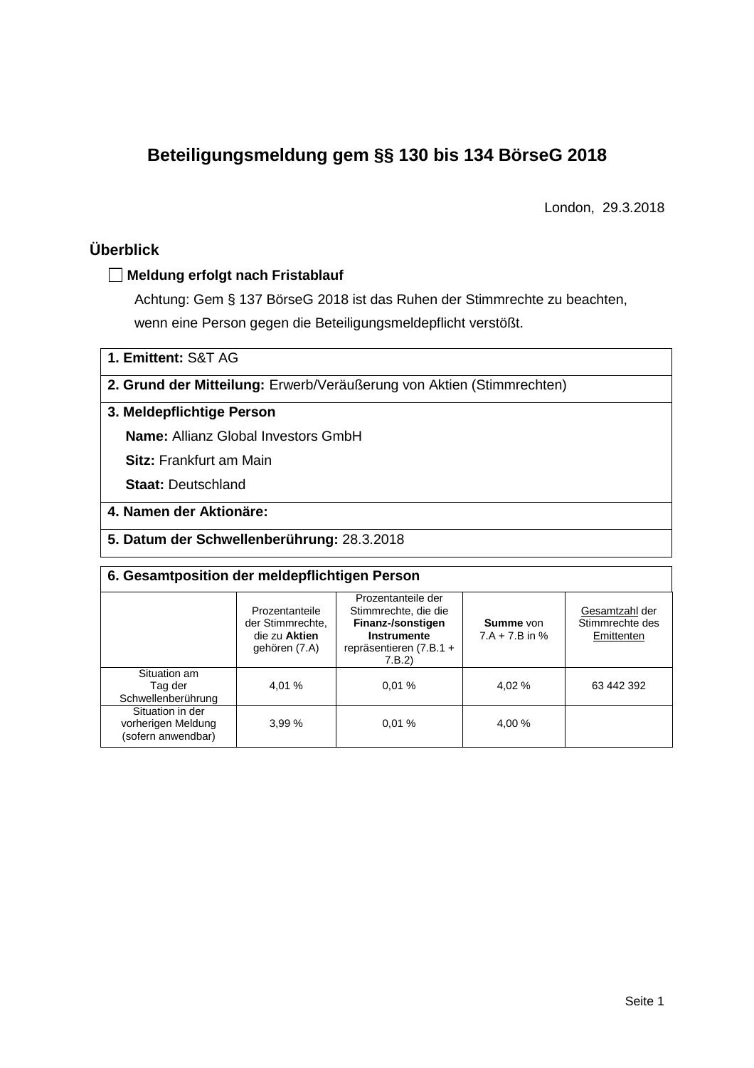# Beteiligungsmeldung gem §§ 130 bis 134 BörseG 2018

London, 29.3.2018

## Überblick

☐ **Meldung erfolgt nach Fristablauf**

Achtung: Gem § 137 BörseG 2018 ist das Ruhen der Stimmrechte zu beachten, wenn eine Person gegen die Beteiligungsmeldepflicht verstößt.

**1. Emittent:** S&T AG

**2. Grund der Mitteilung:** Erwerb/Veräußerung von Aktien (Stimmrechten)

**3. Meldepflichtige Person**

**Name:** Allianz Global Investors GmbH

**Sitz:** Frankfurt am Main

**Staat:** Deutschland

**4. Namen der Aktionäre:**

**5. Datum der Schwellenberührung:** 28.3.2018

**6. Gesamtposition der meldepflichtigen Person**

| | Prozentanteile der Stimmrechte, die zu **Aktien** gehören (7.A) | Prozentanteile der Stimmrechte, die die **Finanz-/sonstigen Instrumente** repräsentieren (7.B.1 + 7.B.2) | **Summe** von 7.A + 7.B in % | Gesamtzahl der Stimmrechte des Emittenten |
|---|---|---|---|---|
| Situation am Tag der Schwellenberührung | 4,01 % | 0,01 % | 4,02 % | 63 442 392 |
| Situation in der vorherigen Meldung (sofern anwendbar) | 3,99 % | 0,01 % | 4,00 % | |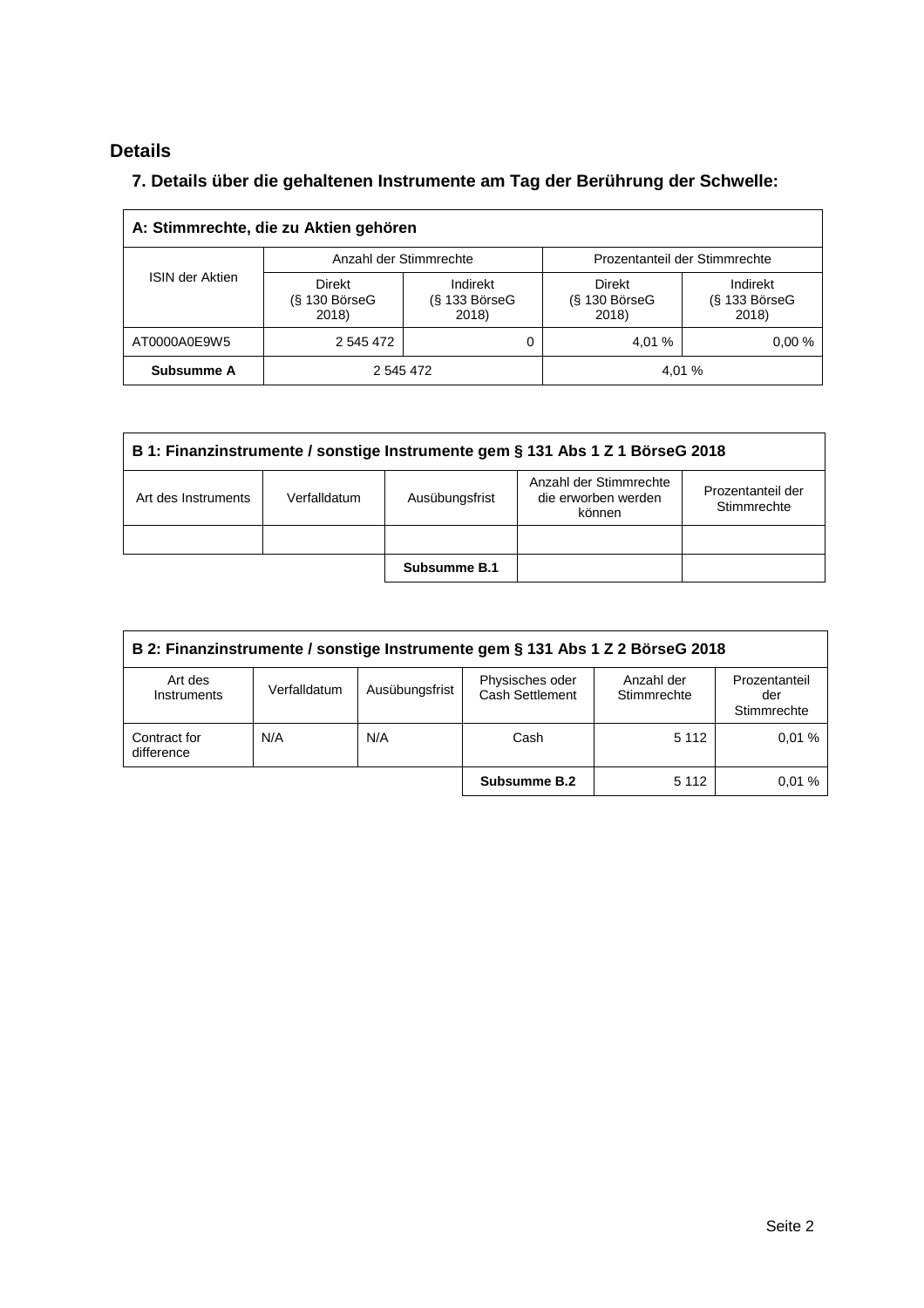## Details

### 7. Details über die gehaltenen Instrumente am Tag der Berührung der Schwelle:

| A: Stimmrechte, die zu Aktien gehören | | | | |
|---|---|---|---|---|
| ISIN der Aktien | Anzahl der Stimmrechte | | Prozentanteil der Stimmrechte | |
| | Direkt (§ 130 BörseG 2018) | Indirekt (§ 133 BörseG 2018) | Direkt (§ 130 BörseG 2018) | Indirekt (§ 133 BörseG 2018) |
| AT0000A0E9W5 | 2 545 472 | 0 | 4,01 % | 0,00 % |
| **Subsumme A** | 2 545 472 | | 4,01 % | |

| B 1: Finanzinstrumente / sonstige Instrumente gem § 131 Abs 1 Z 1 BörseG 2018 | | | | |
|---|---|---|---|---|
| Art des Instruments | Verfalldatum | Ausübungsfrist | Anzahl der Stimmrechte die erworben werden können | Prozentanteil der Stimmrechte |
| | | | | |
| | | **Subsumme B.1** | | |

| B 2: Finanzinstrumente / sonstige Instrumente gem § 131 Abs 1 Z 2 BörseG 2018 | | | | | |
|---|---|---|---|---|---|
| Art des Instruments | Verfalldatum | Ausübungsfrist | Physisches oder Cash Settlement | Anzahl der Stimmrechte | Prozentanteil der Stimmrechte |
| Contract for difference | N/A | N/A | Cash | 5 112 | 0,01 % |
| | | | **Subsumme B.2** | 5 112 | 0,01 % |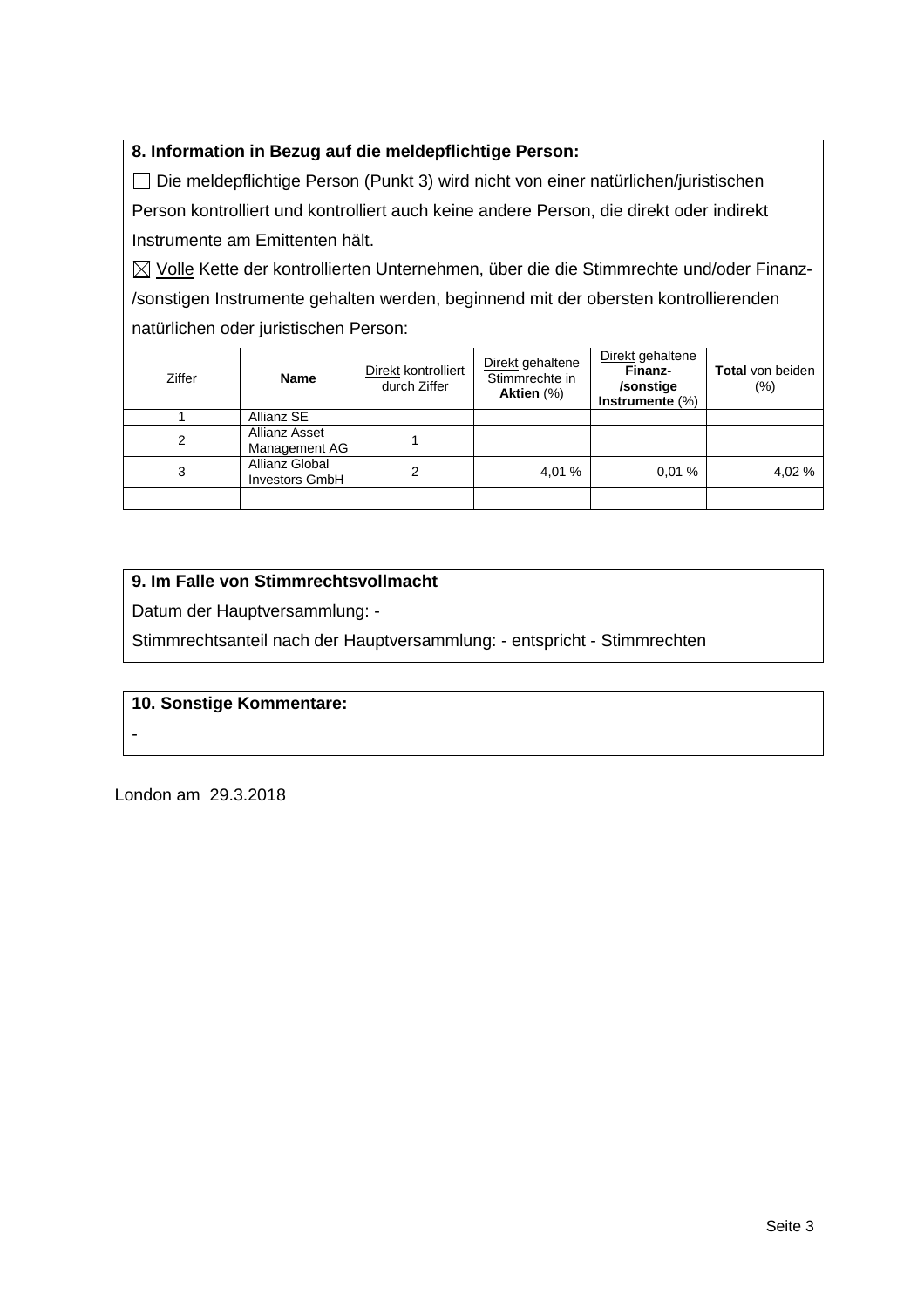**8. Information in Bezug auf die meldepflichtige Person:**

☐ Die meldepflichtige Person (Punkt 3) wird nicht von einer natürlichen/juristischen Person kontrolliert und kontrolliert auch keine andere Person, die direkt oder indirekt Instrumente am Emittenten hält.

☒ Volle Kette der kontrollierten Unternehmen, über die die Stimmrechte und/oder Finanz-/sonstigen Instrumente gehalten werden, beginnend mit der obersten kontrollierenden natürlichen oder juristischen Person:

| Ziffer | **Name** | Direkt kontrolliert durch Ziffer | Direkt gehaltene Stimmrechte in **Aktien** (%) | Direkt gehaltene **Finanz-/sonstige Instrumente** (%) | **Total** von beiden (%) |
|---|---|---|---|---|---|
| 1 | Allianz SE | | | | |
| 2 | Allianz Asset Management AG | 1 | | | |
| 3 | Allianz Global Investors GmbH | 2 | 4,01 % | 0,01 % | 4,02 % |
| | | | | | |

**9. Im Falle von Stimmrechtsvollmacht**

Datum der Hauptversammlung: -

Stimmrechtsanteil nach der Hauptversammlung: - entspricht - Stimmrechten

**10. Sonstige Kommentare:**

-

London am 29.3.2018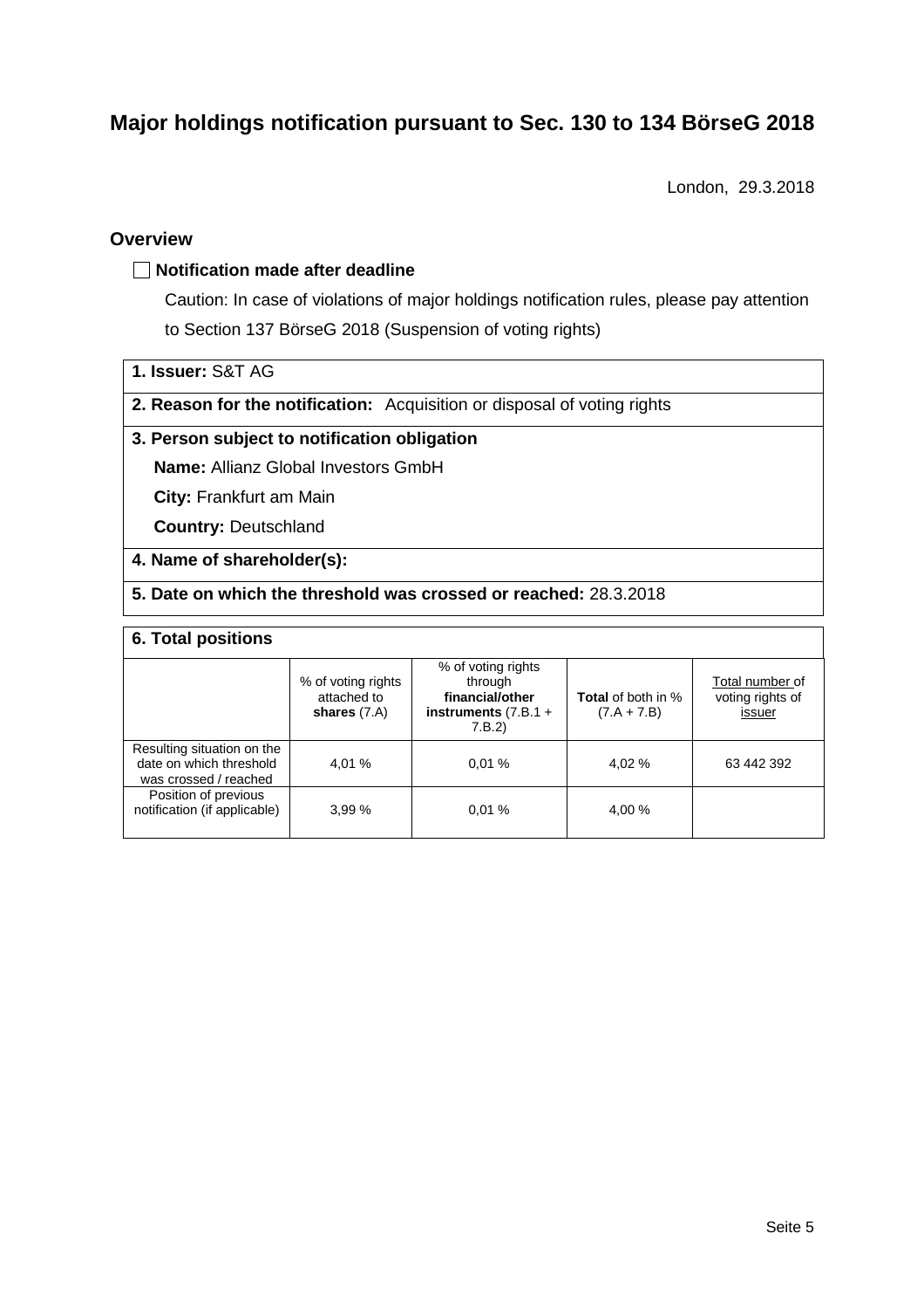# Major holdings notification pursuant to Sec. 130 to 134 BörseG 2018

London, 29.3.2018

## Overview

☐ **Notification made after deadline**

Caution: In case of violations of major holdings notification rules, please pay attention to Section 137 BörseG 2018 (Suspension of voting rights)

**1. Issuer:** S&T AG

**2. Reason for the notification:** Acquisition or disposal of voting rights

**3. Person subject to notification obligation**

**Name:** Allianz Global Investors GmbH

**City:** Frankfurt am Main

**Country:** Deutschland

**4. Name of shareholder(s):**

**5. Date on which the threshold was crossed or reached:** 28.3.2018

**6. Total positions**

| | % of voting rights attached to **shares** (7.A) | % of voting rights through **financial/other instruments** (7.B.1 + 7.B.2) | **Total** of both in % (7.A + 7.B) | Total number of voting rights of issuer |
|---|---|---|---|---|
| Resulting situation on the date on which threshold was crossed / reached | 4,01 % | 0,01 % | 4,02 % | 63 442 392 |
| Position of previous notification (if applicable) | 3,99 % | 0,01 % | 4,00 % | |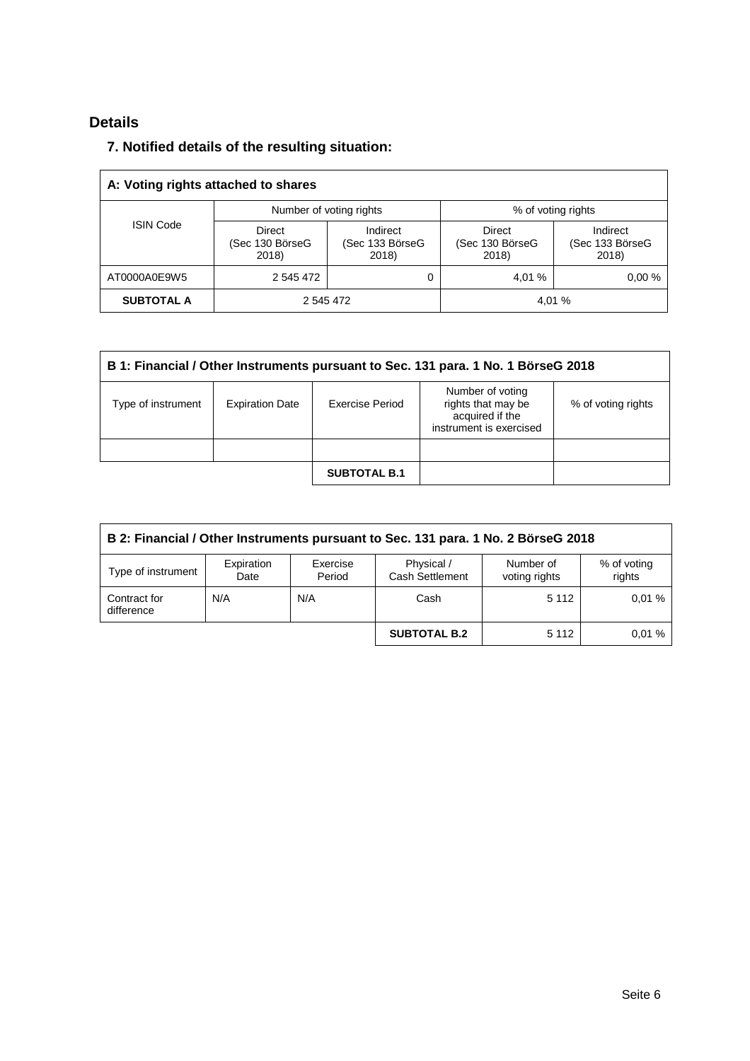## Details

### 7. Notified details of the resulting situation:

| A: Voting rights attached to shares | | | | |
|---|---|---|---|---|
| ISIN Code | Number of voting rights | | % of voting rights | |
| | Direct (Sec 130 BörseG 2018) | Indirect (Sec 133 BörseG 2018) | Direct (Sec 130 BörseG 2018) | Indirect (Sec 133 BörseG 2018) |
| AT0000A0E9W5 | 2 545 472 | 0 | 4,01 % | 0,00 % |
| **SUBTOTAL A** | 2 545 472 | | 4,01 % | |

| B 1: Financial / Other Instruments pursuant to Sec. 131 para. 1 No. 1 BörseG 2018 | | | | |
|---|---|---|---|---|
| Type of instrument | Expiration Date | Exercise Period | Number of voting rights that may be acquired if the instrument is exercised | % of voting rights |
| | | | | |
| | | **SUBTOTAL B.1** | | |

| B 2: Financial / Other Instruments pursuant to Sec. 131 para. 1 No. 2 BörseG 2018 | | | | | |
|---|---|---|---|---|---|
| Type of instrument | Expiration Date | Exercise Period | Physical / Cash Settlement | Number of voting rights | % of voting rights |
| Contract for difference | N/A | N/A | Cash | 5 112 | 0,01 % |
| | | | **SUBTOTAL B.2** | 5 112 | 0,01 % |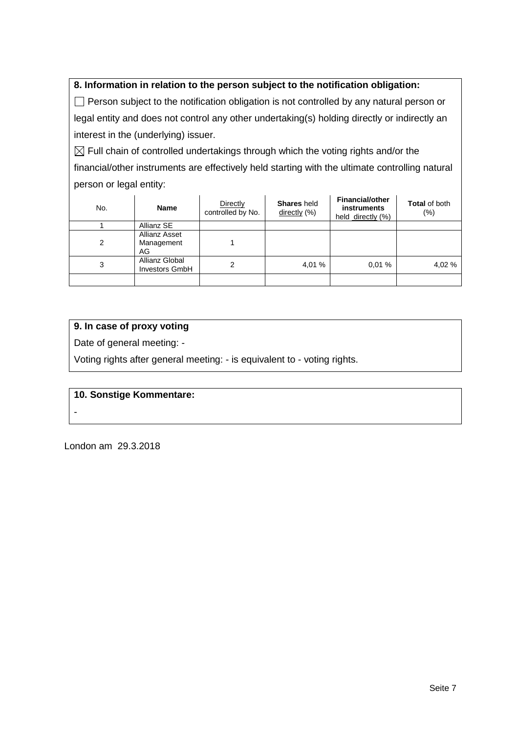**8. Information in relation to the person subject to the notification obligation:**

☐ Person subject to the notification obligation is not controlled by any natural person or legal entity and does not control any other undertaking(s) holding directly or indirectly an interest in the (underlying) issuer.

☒ Full chain of controlled undertakings through which the voting rights and/or the financial/other instruments are effectively held starting with the ultimate controlling natural person or legal entity:

| No. | Name | Directly controlled by No. | **Shares** held directly (%) | **Financial/other instruments** held directly (%) | **Total** of both (%) |
|---|---|---|---|---|---|
| 1 | Allianz SE | | | | |
| 2 | Allianz Asset Management AG | 1 | | | |
| 3 | Allianz Global Investors GmbH | 2 | 4,01 % | 0,01 % | 4,02 % |
| | | | | | |

**9. In case of proxy voting**

Date of general meeting: -

Voting rights after general meeting: - is equivalent to - voting rights.

**10. Sonstige Kommentare:**

-

London am 29.3.2018